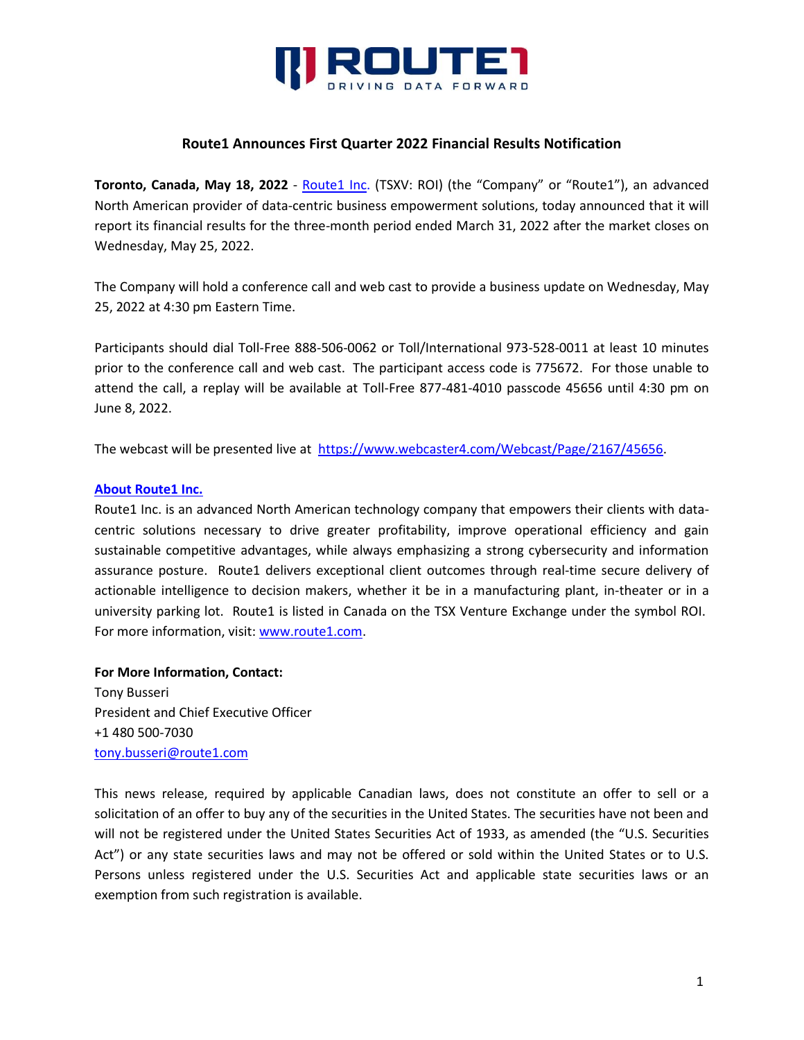# Route1 Announces First Quarter 2022 Financial Results Notification

**Toronto, Canada, May 18, 2022** - [Route1 Inc](http://www.route1.com). (TSXV: ROI) (the "Company" or "Route1"), an advanced North American provider of data-centric business empowerment solutions, today announced that it will report its financial results for the three-month period ended March 31, 2022 after the market closes on Wednesday, May 25, 2022.

The Company will hold a conference call and web cast to provide a business update on Wednesday, May 25, 2022 at 4:30 pm Eastern Time.

Participants should dial Toll-Free 888-506-0062 or Toll/International 973-528-0011 at least 10 minutes prior to the conference call and web cast. The participant access code is 775672. For those unable to attend the call, a replay will be available at Toll-Free 877-481-4010 passcode 45656 until 4:30 pm on June 8, 2022.

The webcast will be presented live at https://www.webcaster4.com/Webcast/Page/2167/45656.

**About Route1 Inc.**

Route1 Inc. is an advanced North American technology company that empowers their clients with data-centric solutions necessary to drive greater profitability, improve operational efficiency and gain sustainable competitive advantages, while always emphasizing a strong cybersecurity and information assurance posture. Route1 delivers exceptional client outcomes through real-time secure delivery of actionable intelligence to decision makers, whether it be in a manufacturing plant, in-theater or in a university parking lot. Route1 is listed in Canada on the TSX Venture Exchange under the symbol ROI. For more information, visit: www.route1.com.

**For More Information, Contact:**

Tony Busseri
President and Chief Executive Officer
+1 480 500-7030
tony.busseri@route1.com

This news release, required by applicable Canadian laws, does not constitute an offer to sell or a solicitation of an offer to buy any of the securities in the United States. The securities have not been and will not be registered under the United States Securities Act of 1933, as amended (the "U.S. Securities Act") or any state securities laws and may not be offered or sold within the United States or to U.S. Persons unless registered under the U.S. Securities Act and applicable state securities laws or an exemption from such registration is available.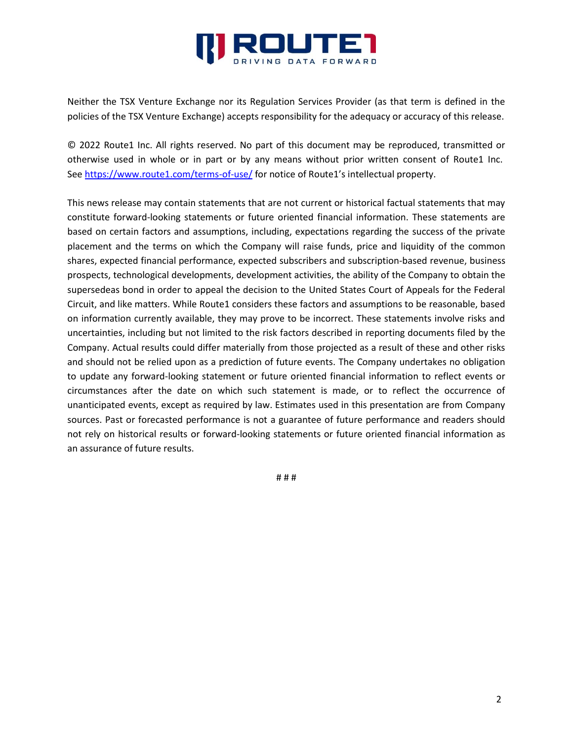Neither the TSX Venture Exchange nor its Regulation Services Provider (as that term is defined in the policies of the TSX Venture Exchange) accepts responsibility for the adequacy or accuracy of this release.

© 2022 Route1 Inc. All rights reserved. No part of this document may be reproduced, transmitted or otherwise used in whole or in part or by any means without prior written consent of Route1 Inc. See https://www.route1.com/terms-of-use/ for notice of Route1's intellectual property.

This news release may contain statements that are not current or historical factual statements that may constitute forward-looking statements or future oriented financial information. These statements are based on certain factors and assumptions, including, expectations regarding the success of the private placement and the terms on which the Company will raise funds, price and liquidity of the common shares, expected financial performance, expected subscribers and subscription-based revenue, business prospects, technological developments, development activities, the ability of the Company to obtain the supersedeas bond in order to appeal the decision to the United States Court of Appeals for the Federal Circuit, and like matters. While Route1 considers these factors and assumptions to be reasonable, based on information currently available, they may prove to be incorrect. These statements involve risks and uncertainties, including but not limited to the risk factors described in reporting documents filed by the Company. Actual results could differ materially from those projected as a result of these and other risks and should not be relied upon as a prediction of future events. The Company undertakes no obligation to update any forward-looking statement or future oriented financial information to reflect events or circumstances after the date on which such statement is made, or to reflect the occurrence of unanticipated events, except as required by law. Estimates used in this presentation are from Company sources. Past or forecasted performance is not a guarantee of future performance and readers should not rely on historical results or forward-looking statements or future oriented financial information as an assurance of future results.

# # #